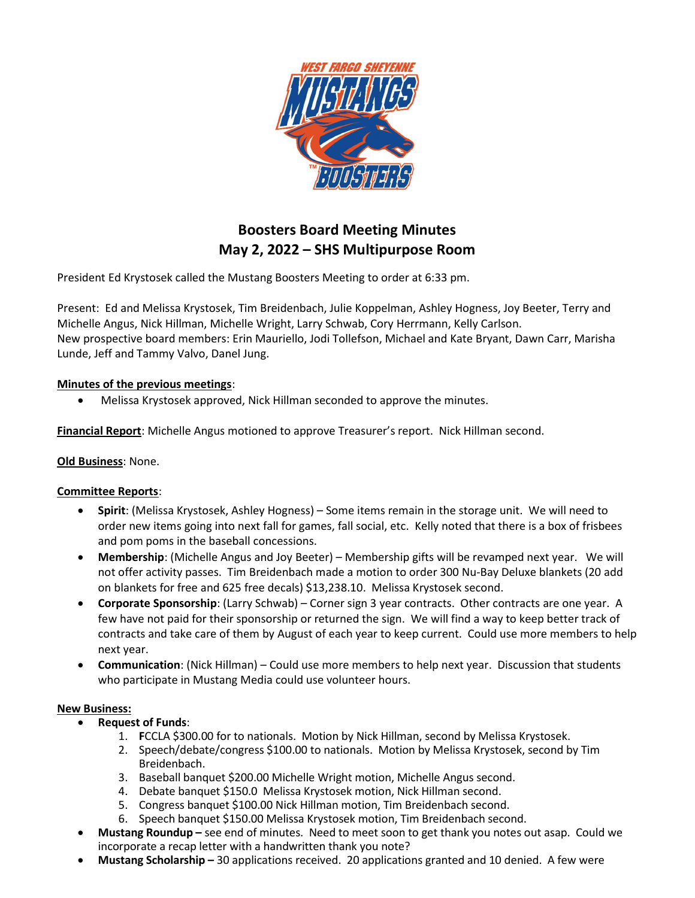# Boosters Board Meeting Minutes
## May 2, 2022 – SHS Multipurpose Room

President Ed Krystosek called the Mustang Boosters Meeting to order at 6:33 pm.

Present: Ed and Melissa Krystosek, Tim Breidenbach, Julie Koppelman, Ashley Hogness, Joy Beeter, Terry and Michelle Angus, Nick Hillman, Michelle Wright, Larry Schwab, Cory Herrmann, Kelly Carlson.
New prospective board members: Erin Mauriello, Jodi Tollefson, Michael and Kate Bryant, Dawn Carr, Marisha Lunde, Jeff and Tammy Valvo, Danel Jung.

**Minutes of the previous meetings**:

- Melissa Krystosek approved, Nick Hillman seconded to approve the minutes.

**Financial Report**: Michelle Angus motioned to approve Treasurer's report. Nick Hillman second.

**Old Business**: None.

**Committee Reports**:

- **Spirit**: (Melissa Krystosek, Ashley Hogness) – Some items remain in the storage unit. We will need to order new items going into next fall for games, fall social, etc. Kelly noted that there is a box of frisbees and pom poms in the baseball concessions.
- **Membership**: (Michelle Angus and Joy Beeter) – Membership gifts will be revamped next year. We will not offer activity passes. Tim Breidenbach made a motion to order 300 Nu-Bay Deluxe blankets (20 add on blankets for free and 625 free decals) $13,238.10. Melissa Krystosek second.
- **Corporate Sponsorship**: (Larry Schwab) – Corner sign 3 year contracts. Other contracts are one year. A few have not paid for their sponsorship or returned the sign. We will find a way to keep better track of contracts and take care of them by August of each year to keep current. Could use more members to help next year.
- **Communication**: (Nick Hillman) – Could use more members to help next year. Discussion that students who participate in Mustang Media could use volunteer hours.

**New Business:**

- **Request of Funds**:
    1. **F**CCLA $300.00 for to nationals. Motion by Nick Hillman, second by Melissa Krystosek.
    2. Speech/debate/congress $100.00 to nationals. Motion by Melissa Krystosek, second by Tim Breidenbach.
    3. Baseball banquet $200.00 Michelle Wright motion, Michelle Angus second.
    4. Debate banquet $150.0 Melissa Krystosek motion, Nick Hillman second.
    5. Congress banquet $100.00 Nick Hillman motion, Tim Breidenbach second.
    6. Speech banquet $150.00 Melissa Krystosek motion, Tim Breidenbach second.
- **Mustang Roundup –** see end of minutes. Need to meet soon to get thank you notes out asap. Could we incorporate a recap letter with a handwritten thank you note?
- **Mustang Scholarship –** 30 applications received. 20 applications granted and 10 denied. A few were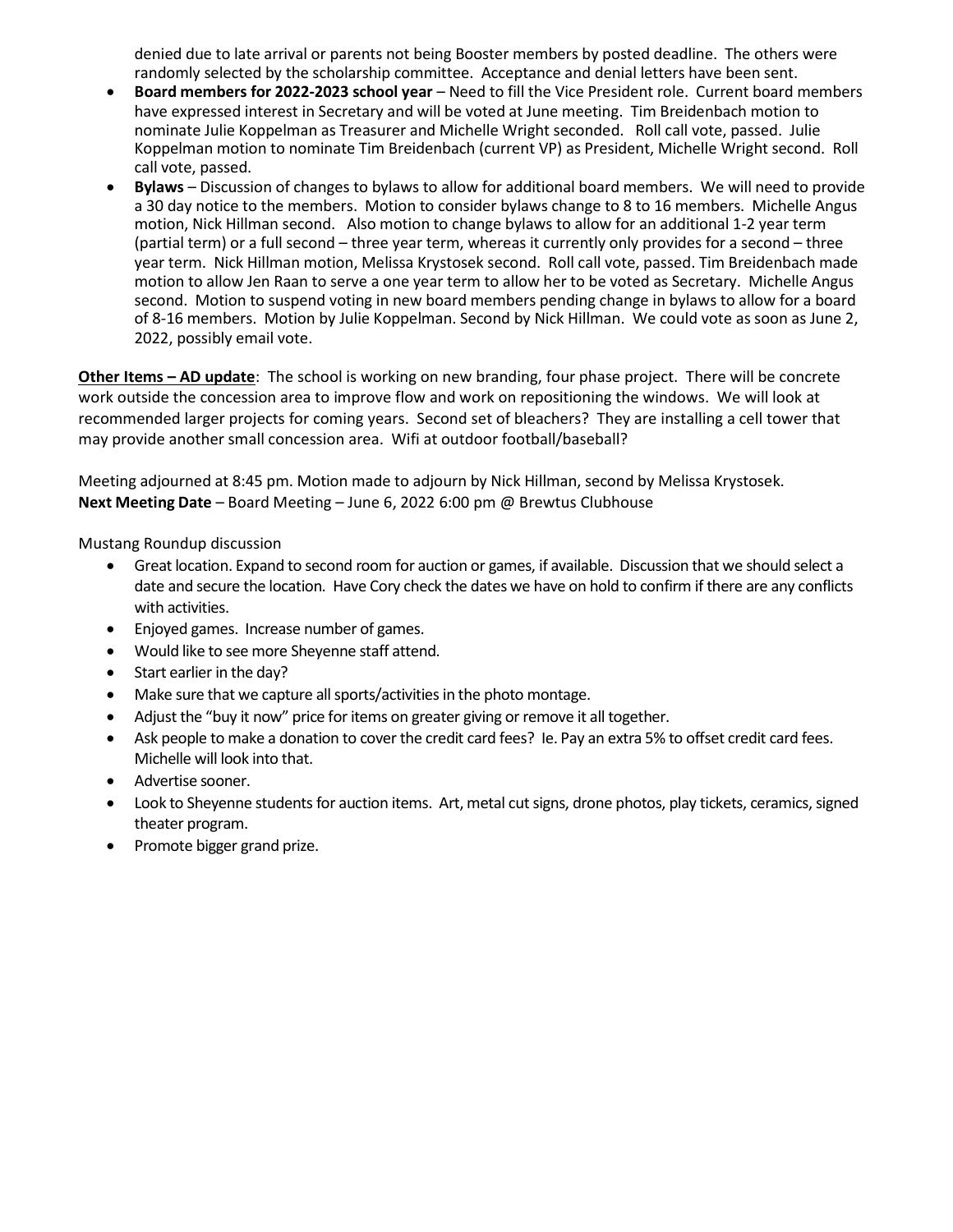denied due to late arrival or parents not being Booster members by posted deadline. The others were randomly selected by the scholarship committee. Acceptance and denial letters have been sent.

- **Board members for 2022-2023 school year** – Need to fill the Vice President role. Current board members have expressed interest in Secretary and will be voted at June meeting. Tim Breidenbach motion to nominate Julie Koppelman as Treasurer and Michelle Wright seconded. Roll call vote, passed. Julie Koppelman motion to nominate Tim Breidenbach (current VP) as President, Michelle Wright second. Roll call vote, passed.
- **Bylaws** – Discussion of changes to bylaws to allow for additional board members. We will need to provide a 30 day notice to the members. Motion to consider bylaws change to 8 to 16 members. Michelle Angus motion, Nick Hillman second. Also motion to change bylaws to allow for an additional 1-2 year term (partial term) or a full second – three year term, whereas it currently only provides for a second – three year term. Nick Hillman motion, Melissa Krystosek second. Roll call vote, passed. Tim Breidenbach made motion to allow Jen Raan to serve a one year term to allow her to be voted as Secretary. Michelle Angus second. Motion to suspend voting in new board members pending change in bylaws to allow for a board of 8-16 members. Motion by Julie Koppelman. Second by Nick Hillman. We could vote as soon as June 2, 2022, possibly email vote.

**Other Items – AD update**: The school is working on new branding, four phase project. There will be concrete work outside the concession area to improve flow and work on repositioning the windows. We will look at recommended larger projects for coming years. Second set of bleachers? They are installing a cell tower that may provide another small concession area. Wifi at outdoor football/baseball?

Meeting adjourned at 8:45 pm. Motion made to adjourn by Nick Hillman, second by Melissa Krystosek.
**Next Meeting Date** – Board Meeting – June 6, 2022 6:00 pm @ Brewtus Clubhouse

Mustang Roundup discussion

- Great location. Expand to second room for auction or games, if available. Discussion that we should select a date and secure the location. Have Cory check the dates we have on hold to confirm if there are any conflicts with activities.
- Enjoyed games. Increase number of games.
- Would like to see more Sheyenne staff attend.
- Start earlier in the day?
- Make sure that we capture all sports/activities in the photo montage.
- Adjust the "buy it now" price for items on greater giving or remove it all together.
- Ask people to make a donation to cover the credit card fees? Ie. Pay an extra 5% to offset credit card fees. Michelle will look into that.
- Advertise sooner.
- Look to Sheyenne students for auction items. Art, metal cut signs, drone photos, play tickets, ceramics, signed theater program.
- Promote bigger grand prize.